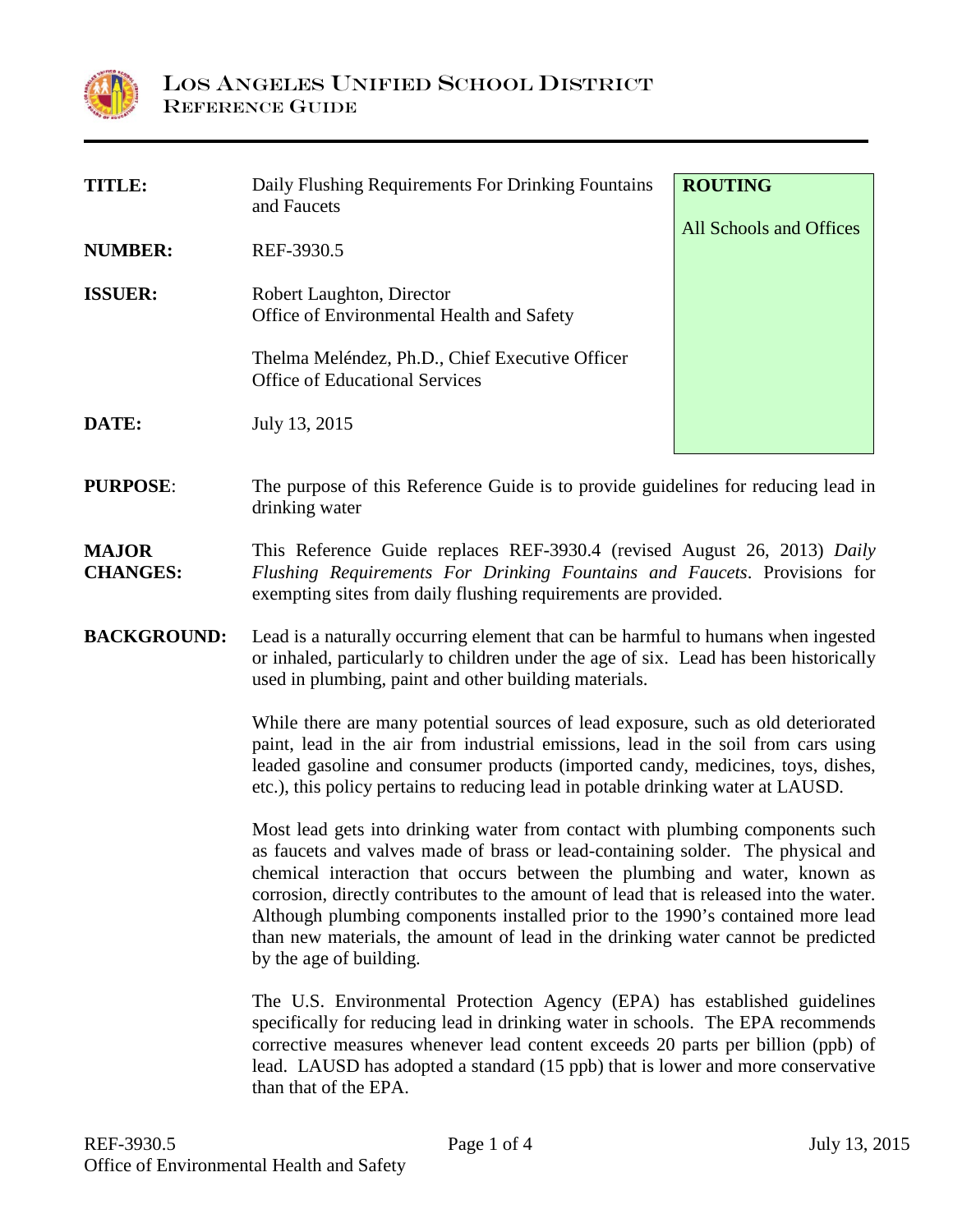# Los Angeles Unified School District
## Reference Guide

| | | |
|---|---|---|
| **TITLE:** | Daily Flushing Requirements For Drinking Fountains and Faucets | **ROUTING** |
| **NUMBER:** | REF-3930.5 | All Schools and Offices |
| **ISSUER:** | Robert Laughton, Director<br>Office of Environmental Health and Safety<br><br>Thelma Meléndez, Ph.D., Chief Executive Officer<br>Office of Educational Services | |
| **DATE:** | July 13, 2015 | |

**PURPOSE**: The purpose of this Reference Guide is to provide guidelines for reducing lead in drinking water

**MAJOR CHANGES:** This Reference Guide replaces REF-3930.4 (revised August 26, 2013) *Daily Flushing Requirements For Drinking Fountains and Faucets*. Provisions for exempting sites from daily flushing requirements are provided.

**BACKGROUND:** Lead is a naturally occurring element that can be harmful to humans when ingested or inhaled, particularly to children under the age of six. Lead has been historically used in plumbing, paint and other building materials.

While there are many potential sources of lead exposure, such as old deteriorated paint, lead in the air from industrial emissions, lead in the soil from cars using leaded gasoline and consumer products (imported candy, medicines, toys, dishes, etc.), this policy pertains to reducing lead in potable drinking water at LAUSD.

Most lead gets into drinking water from contact with plumbing components such as faucets and valves made of brass or lead-containing solder. The physical and chemical interaction that occurs between the plumbing and water, known as corrosion, directly contributes to the amount of lead that is released into the water. Although plumbing components installed prior to the 1990's contained more lead than new materials, the amount of lead in the drinking water cannot be predicted by the age of building.

The U.S. Environmental Protection Agency (EPA) has established guidelines specifically for reducing lead in drinking water in schools. The EPA recommends corrective measures whenever lead content exceeds 20 parts per billion (ppb) of lead. LAUSD has adopted a standard (15 ppb) that is lower and more conservative than that of the EPA.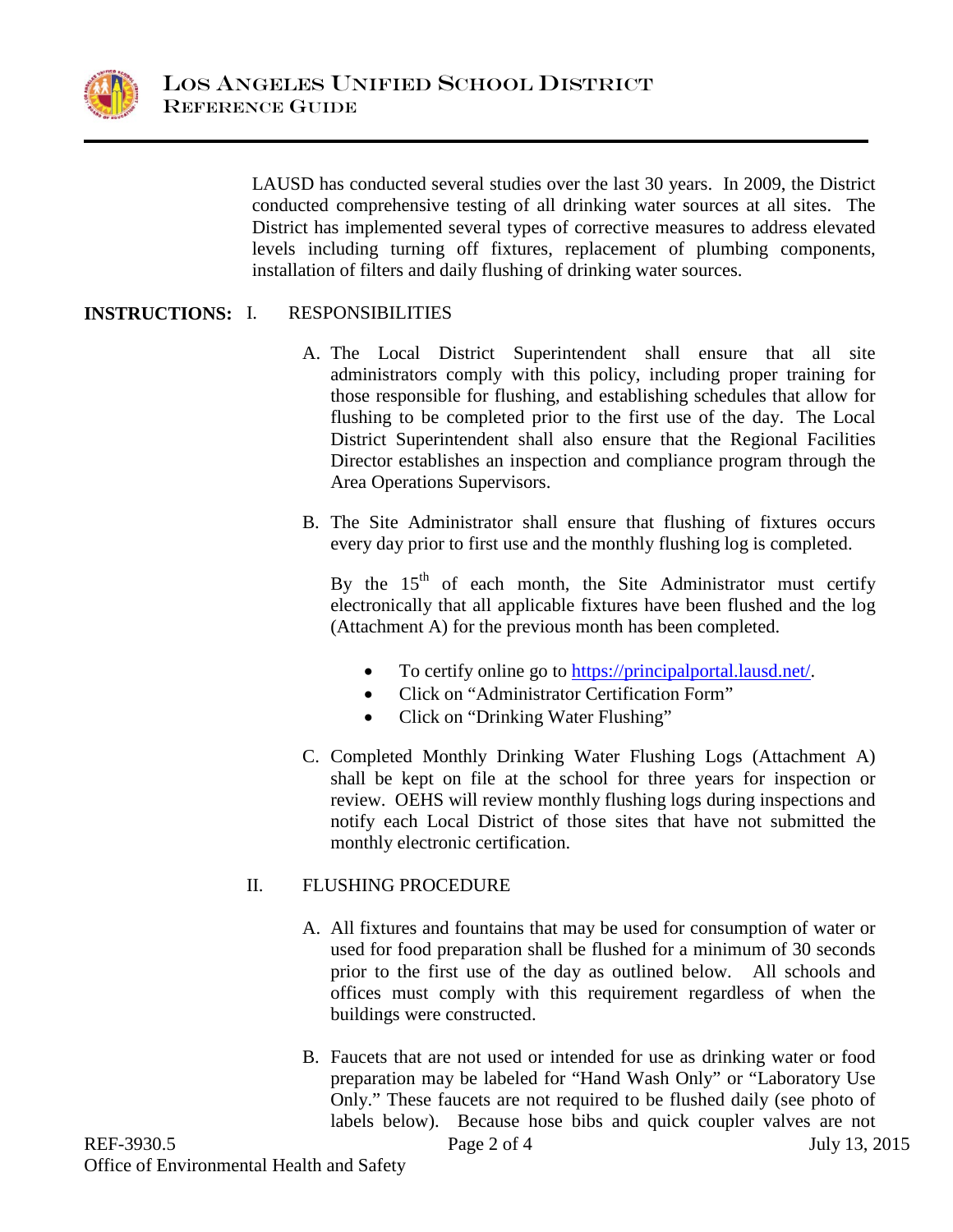LAUSD has conducted several studies over the last 30 years. In 2009, the District conducted comprehensive testing of all drinking water sources at all sites. The District has implemented several types of corrective measures to address elevated levels including turning off fixtures, replacement of plumbing components, installation of filters and daily flushing of drinking water sources.

**INSTRUCTIONS:** I. RESPONSIBILITIES

A. The Local District Superintendent shall ensure that all site administrators comply with this policy, including proper training for those responsible for flushing, and establishing schedules that allow for flushing to be completed prior to the first use of the day. The Local District Superintendent shall also ensure that the Regional Facilities Director establishes an inspection and compliance program through the Area Operations Supervisors.

B. The Site Administrator shall ensure that flushing of fixtures occurs every day prior to first use and the monthly flushing log is completed.

By the 15th of each month, the Site Administrator must certify electronically that all applicable fixtures have been flushed and the log (Attachment A) for the previous month has been completed.

- To certify online go to https://principalportal.lausd.net/.
- Click on "Administrator Certification Form"
- Click on "Drinking Water Flushing"

C. Completed Monthly Drinking Water Flushing Logs (Attachment A) shall be kept on file at the school for three years for inspection or review. OEHS will review monthly flushing logs during inspections and notify each Local District of those sites that have not submitted the monthly electronic certification.

II. FLUSHING PROCEDURE

A. All fixtures and fountains that may be used for consumption of water or used for food preparation shall be flushed for a minimum of 30 seconds prior to the first use of the day as outlined below. All schools and offices must comply with this requirement regardless of when the buildings were constructed.

B. Faucets that are not used or intended for use as drinking water or food preparation may be labeled for "Hand Wash Only" or "Laboratory Use Only." These faucets are not required to be flushed daily (see photo of labels below). Because hose bibs and quick coupler valves are not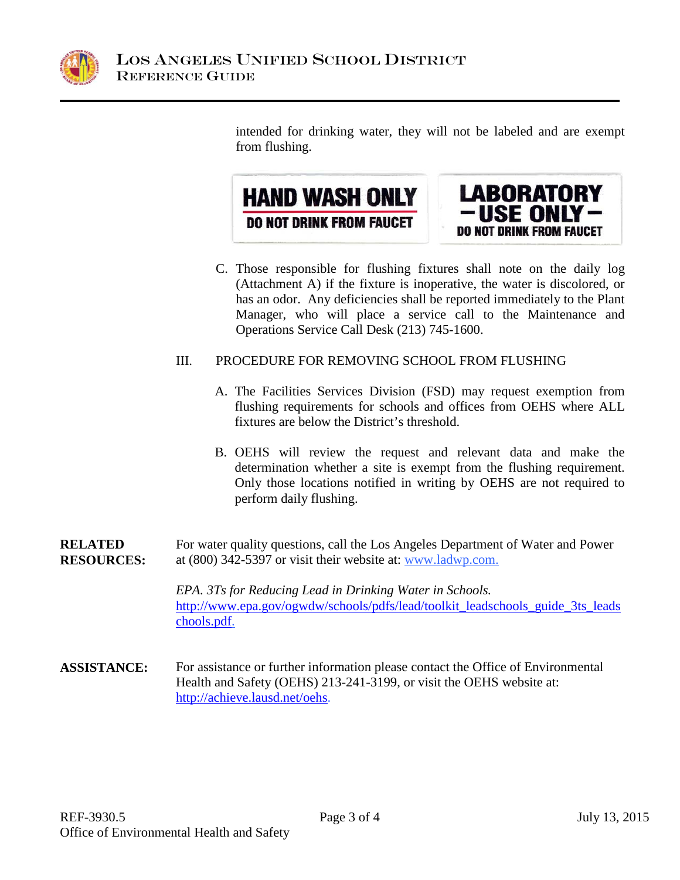intended for drinking water, they will not be labeled and are exempt from flushing.

HAND WASH ONLY
DO NOT DRINK FROM FAUCET

LABORATORY
– USE ONLY –
DO NOT DRINK FROM FAUCET

C. Those responsible for flushing fixtures shall note on the daily log (Attachment A) if the fixture is inoperative, the water is discolored, or has an odor. Any deficiencies shall be reported immediately to the Plant Manager, who will place a service call to the Maintenance and Operations Service Call Desk (213) 745-1600.

III. PROCEDURE FOR REMOVING SCHOOL FROM FLUSHING

A. The Facilities Services Division (FSD) may request exemption from flushing requirements for schools and offices from OEHS where ALL fixtures are below the District's threshold.

B. OEHS will review the request and relevant data and make the determination whether a site is exempt from the flushing requirement. Only those locations notified in writing by OEHS are not required to perform daily flushing.

**RELATED RESOURCES:** For water quality questions, call the Los Angeles Department of Water and Power at (800) 342-5397 or visit their website at: www.ladwp.com.

*EPA. 3Ts for Reducing Lead in Drinking Water in Schools.* http://www.epa.gov/ogwdw/schools/pdfs/lead/toolkit_leadschools_guide_3ts_leadschools.pdf.

**ASSISTANCE:** For assistance or further information please contact the Office of Environmental Health and Safety (OEHS) 213-241-3199, or visit the OEHS website at: http://achieve.lausd.net/oehs.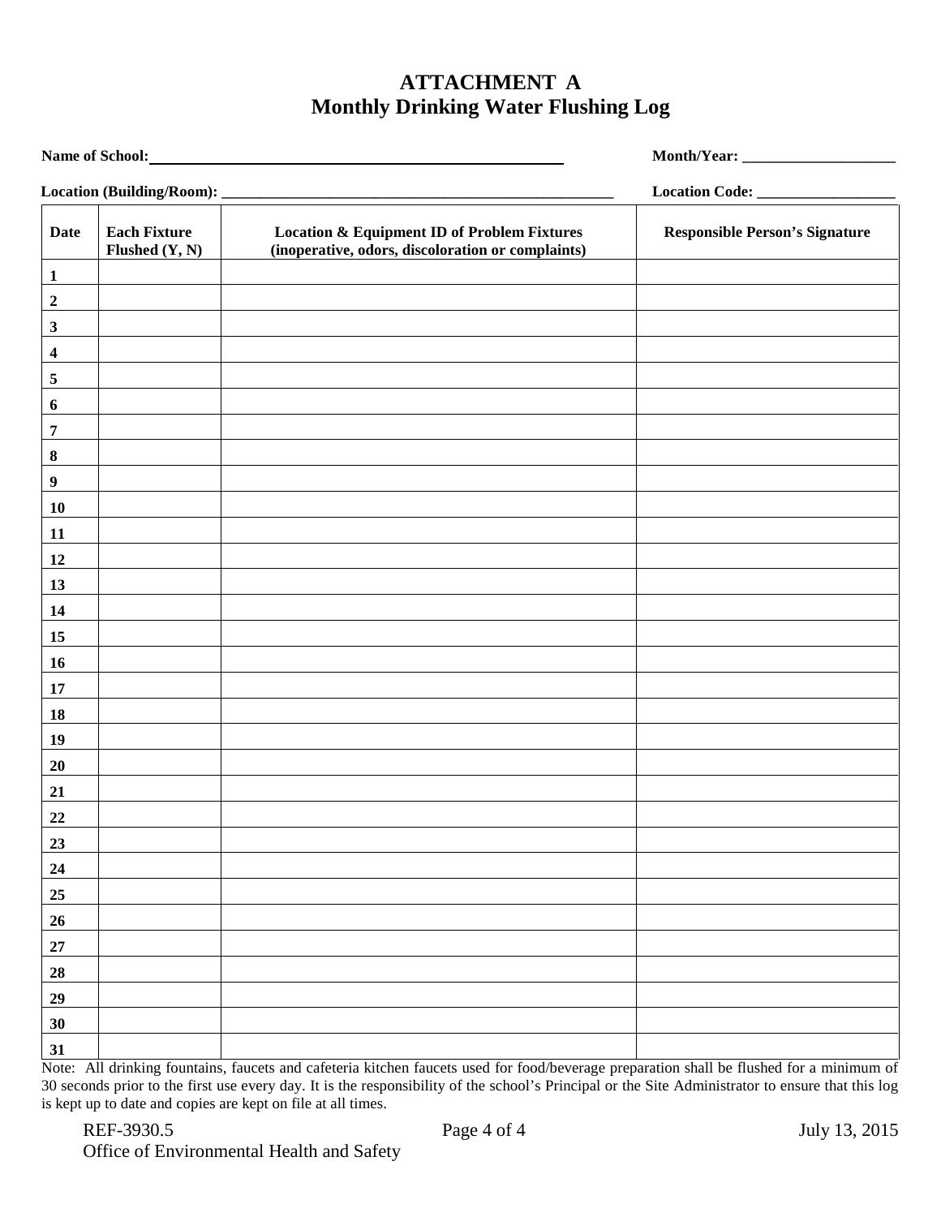# ATTACHMENT A
## Monthly Drinking Water Flushing Log

**Name of School:** ____________________________________________ **Month/Year:** ____________________

**Location (Building/Room):** ____________________________________________ **Location Code:** __________________

| Date | Each Fixture Flushed (Y, N) | Location & Equipment ID of Problem Fixtures (inoperative, odors, discoloration or complaints) | Responsible Person's Signature |
|---|---|---|---|
| 1 | | | |
| 2 | | | |
| 3 | | | |
| 4 | | | |
| 5 | | | |
| 6 | | | |
| 7 | | | |
| 8 | | | |
| 9 | | | |
| 10 | | | |
| 11 | | | |
| 12 | | | |
| 13 | | | |
| 14 | | | |
| 15 | | | |
| 16 | | | |
| 17 | | | |
| 18 | | | |
| 19 | | | |
| 20 | | | |
| 21 | | | |
| 22 | | | |
| 23 | | | |
| 24 | | | |
| 25 | | | |
| 26 | | | |
| 27 | | | |
| 28 | | | |
| 29 | | | |
| 30 | | | |
| 31 | | | |

Note: All drinking fountains, faucets and cafeteria kitchen faucets used for food/beverage preparation shall be flushed for a minimum of 30 seconds prior to the first use every day. It is the responsibility of the school's Principal or the Site Administrator to ensure that this log is kept up to date and copies are kept on file at all times.

REF-3930.5 July 13, 2015
Office of Environmental Health and Safety